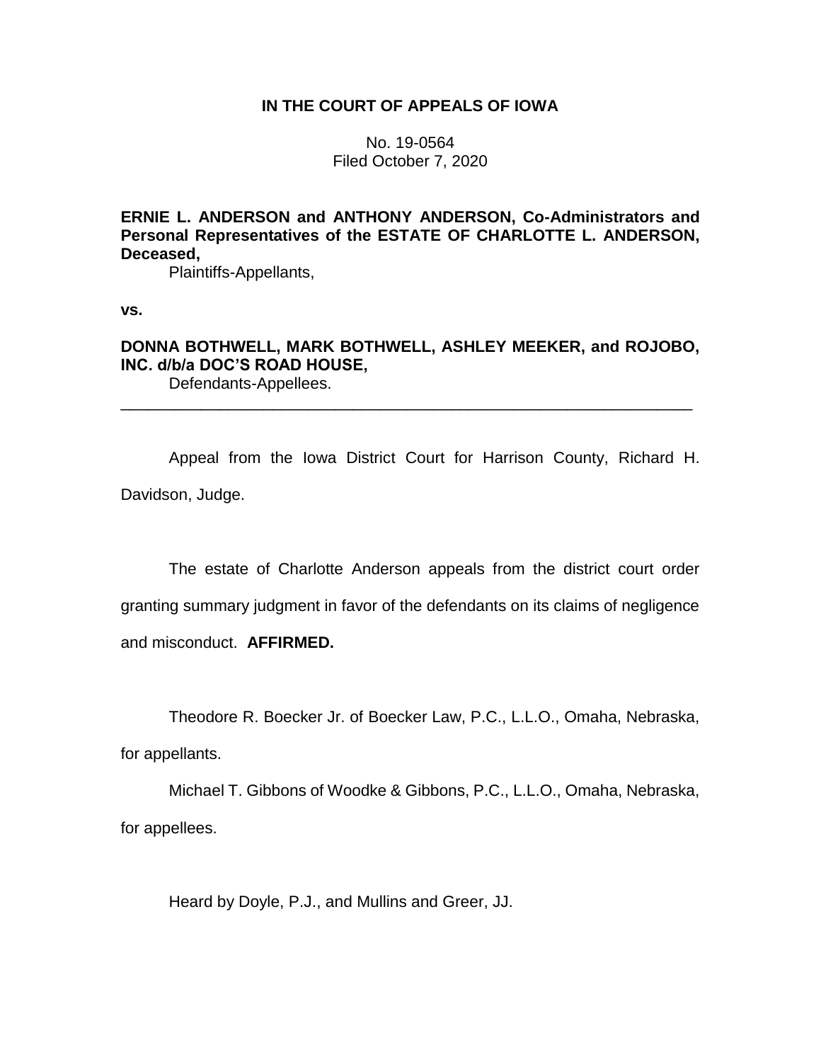**IN THE COURT OF APPEALS OF IOWA**

No. 19-0564
Filed October 7, 2020

**ERNIE L. ANDERSON and ANTHONY ANDERSON, Co-Administrators and Personal Representatives of the ESTATE OF CHARLOTTE L. ANDERSON, Deceased,**
Plaintiffs-Appellants,

**vs.**

**DONNA BOTHWELL, MARK BOTHWELL, ASHLEY MEEKER, and ROJOBO, INC. d/b/a DOC'S ROAD HOUSE,**
Defendants-Appellees.

---

Appeal from the Iowa District Court for Harrison County, Richard H. Davidson, Judge.

The estate of Charlotte Anderson appeals from the district court order granting summary judgment in favor of the defendants on its claims of negligence and misconduct. **AFFIRMED.**

Theodore R. Boecker Jr. of Boecker Law, P.C., L.L.O., Omaha, Nebraska, for appellants.

Michael T. Gibbons of Woodke & Gibbons, P.C., L.L.O., Omaha, Nebraska, for appellees.

Heard by Doyle, P.J., and Mullins and Greer, JJ.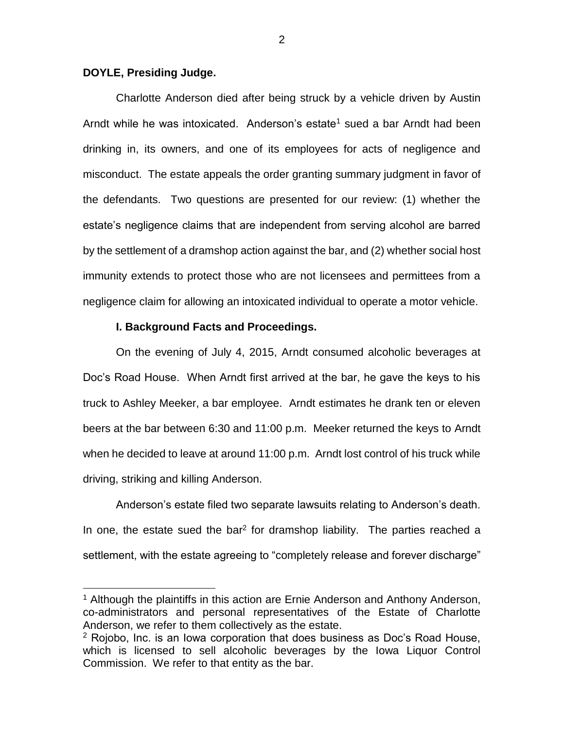**DOYLE, Presiding Judge.**

Charlotte Anderson died after being struck by a vehicle driven by Austin Arndt while he was intoxicated. Anderson's estate[1] sued a bar Arndt had been drinking in, its owners, and one of its employees for acts of negligence and misconduct. The estate appeals the order granting summary judgment in favor of the defendants. Two questions are presented for our review: (1) whether the estate's negligence claims that are independent from serving alcohol are barred by the settlement of a dramshop action against the bar, and (2) whether social host immunity extends to protect those who are not licensees and permittees from a negligence claim for allowing an intoxicated individual to operate a motor vehicle.

**I. Background Facts and Proceedings.**

On the evening of July 4, 2015, Arndt consumed alcoholic beverages at Doc's Road House. When Arndt first arrived at the bar, he gave the keys to his truck to Ashley Meeker, a bar employee. Arndt estimates he drank ten or eleven beers at the bar between 6:30 and 11:00 p.m. Meeker returned the keys to Arndt when he decided to leave at around 11:00 p.m. Arndt lost control of his truck while driving, striking and killing Anderson.

Anderson's estate filed two separate lawsuits relating to Anderson's death. In one, the estate sued the bar[2] for dramshop liability. The parties reached a settlement, with the estate agreeing to "completely release and forever discharge"

[1] Although the plaintiffs in this action are Ernie Anderson and Anthony Anderson, co-administrators and personal representatives of the Estate of Charlotte Anderson, we refer to them collectively as the estate.

[2] Rojobo, Inc. is an Iowa corporation that does business as Doc's Road House, which is licensed to sell alcoholic beverages by the Iowa Liquor Control Commission. We refer to that entity as the bar.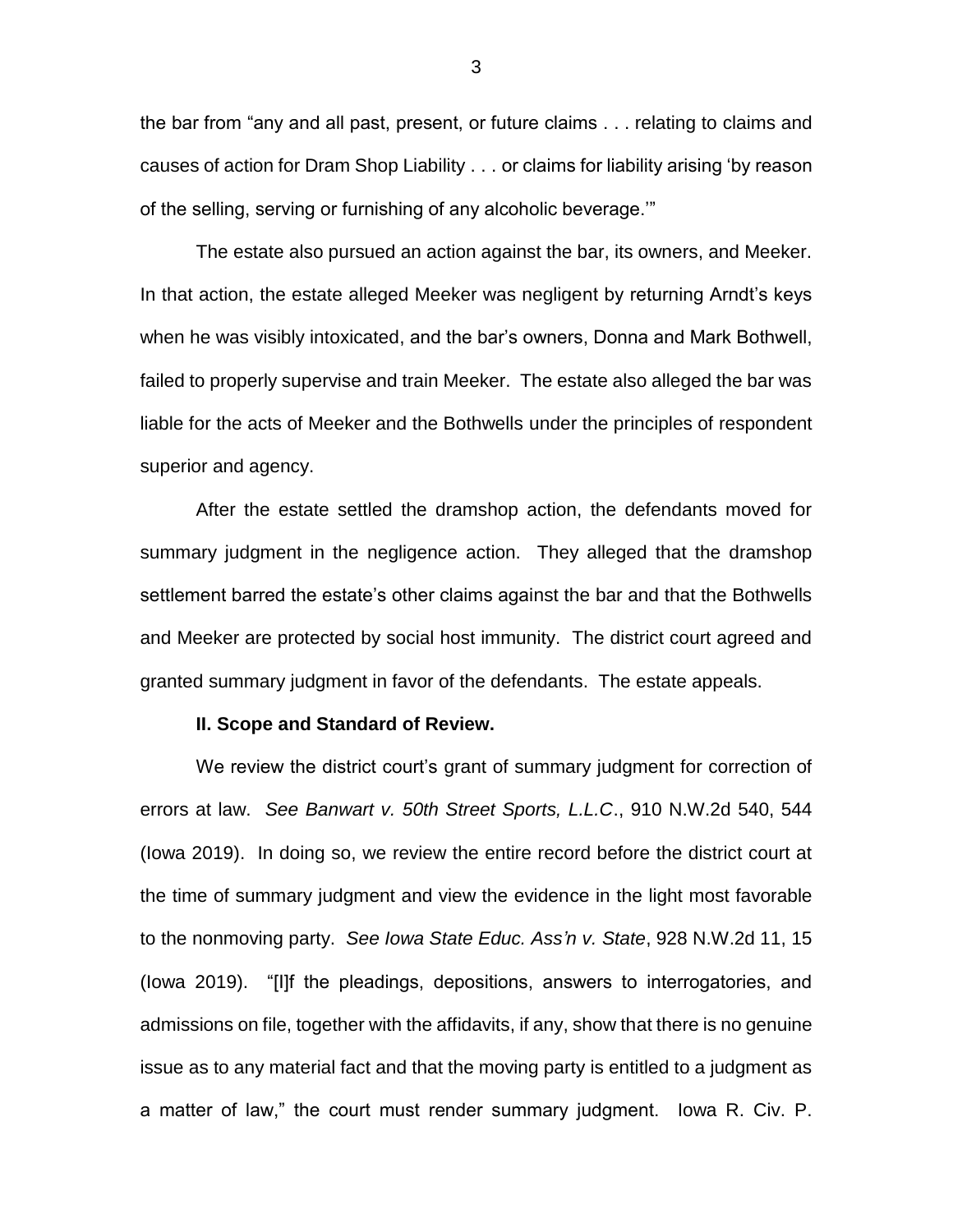the bar from "any and all past, present, or future claims . . . relating to claims and causes of action for Dram Shop Liability . . . or claims for liability arising 'by reason of the selling, serving or furnishing of any alcoholic beverage.'"

The estate also pursued an action against the bar, its owners, and Meeker. In that action, the estate alleged Meeker was negligent by returning Arndt's keys when he was visibly intoxicated, and the bar's owners, Donna and Mark Bothwell, failed to properly supervise and train Meeker. The estate also alleged the bar was liable for the acts of Meeker and the Bothwells under the principles of respondent superior and agency.

After the estate settled the dramshop action, the defendants moved for summary judgment in the negligence action. They alleged that the dramshop settlement barred the estate's other claims against the bar and that the Bothwells and Meeker are protected by social host immunity. The district court agreed and granted summary judgment in favor of the defendants. The estate appeals.

**II. Scope and Standard of Review.**

We review the district court's grant of summary judgment for correction of errors at law. *See Banwart v. 50th Street Sports, L.L.C*., 910 N.W.2d 540, 544 (Iowa 2019). In doing so, we review the entire record before the district court at the time of summary judgment and view the evidence in the light most favorable to the nonmoving party. *See Iowa State Educ. Ass'n v. State*, 928 N.W.2d 11, 15 (Iowa 2019). "[I]f the pleadings, depositions, answers to interrogatories, and admissions on file, together with the affidavits, if any, show that there is no genuine issue as to any material fact and that the moving party is entitled to a judgment as a matter of law," the court must render summary judgment. Iowa R. Civ. P.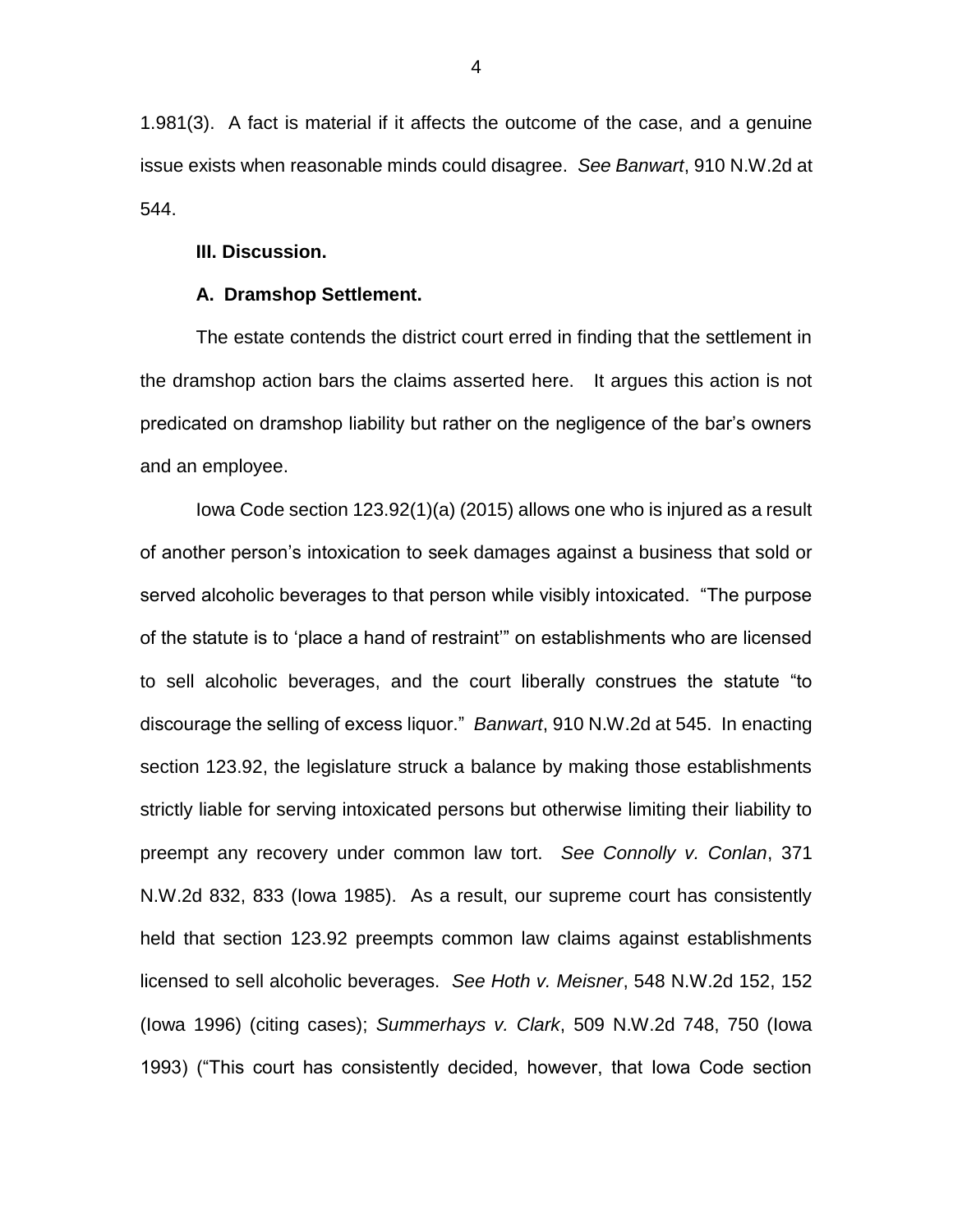1.981(3). A fact is material if it affects the outcome of the case, and a genuine issue exists when reasonable minds could disagree. *See Banwart*, 910 N.W.2d at 544.

**III. Discussion.**

**A. Dramshop Settlement.**

The estate contends the district court erred in finding that the settlement in the dramshop action bars the claims asserted here. It argues this action is not predicated on dramshop liability but rather on the negligence of the bar's owners and an employee.

Iowa Code section 123.92(1)(a) (2015) allows one who is injured as a result of another person's intoxication to seek damages against a business that sold or served alcoholic beverages to that person while visibly intoxicated. "The purpose of the statute is to 'place a hand of restraint'" on establishments who are licensed to sell alcoholic beverages, and the court liberally construes the statute "to discourage the selling of excess liquor." *Banwart*, 910 N.W.2d at 545. In enacting section 123.92, the legislature struck a balance by making those establishments strictly liable for serving intoxicated persons but otherwise limiting their liability to preempt any recovery under common law tort. *See Connolly v. Conlan*, 371 N.W.2d 832, 833 (Iowa 1985). As a result, our supreme court has consistently held that section 123.92 preempts common law claims against establishments licensed to sell alcoholic beverages. *See Hoth v. Meisner*, 548 N.W.2d 152, 152 (Iowa 1996) (citing cases); *Summerhays v. Clark*, 509 N.W.2d 748, 750 (Iowa 1993) ("This court has consistently decided, however, that Iowa Code section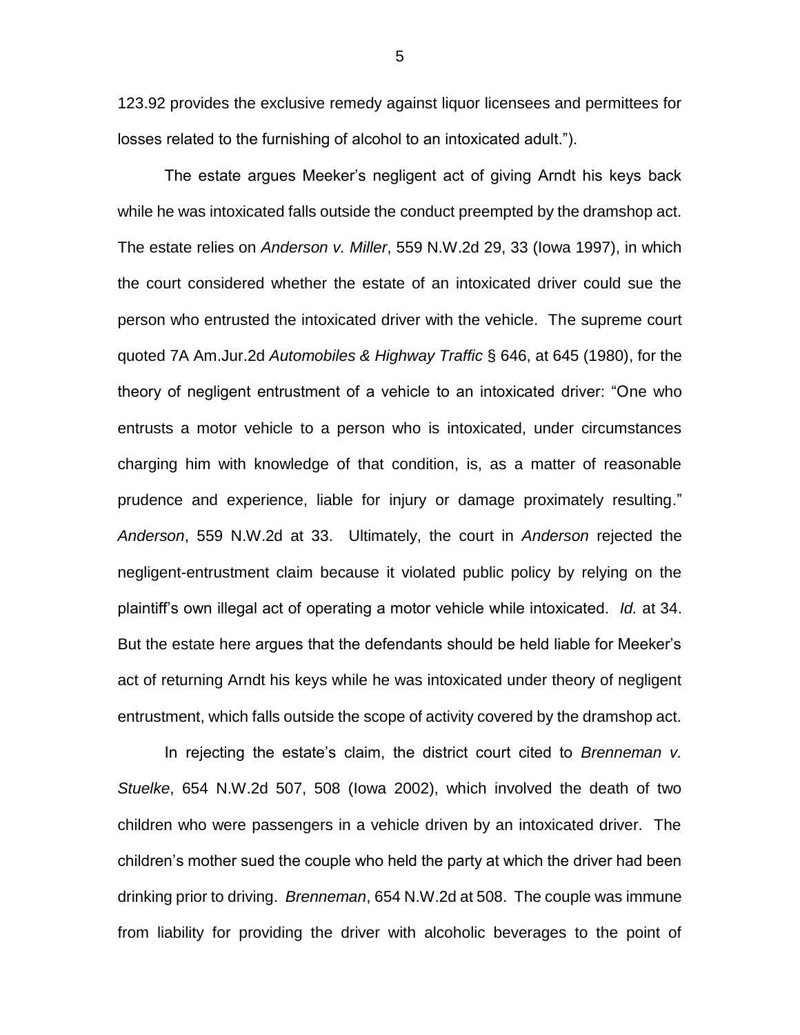123.92 provides the exclusive remedy against liquor licensees and permittees for losses related to the furnishing of alcohol to an intoxicated adult.").

The estate argues Meeker's negligent act of giving Arndt his keys back while he was intoxicated falls outside the conduct preempted by the dramshop act. The estate relies on *Anderson v. Miller*, 559 N.W.2d 29, 33 (Iowa 1997), in which the court considered whether the estate of an intoxicated driver could sue the person who entrusted the intoxicated driver with the vehicle. The supreme court quoted 7A Am.Jur.2d *Automobiles & Highway Traffic* § 646, at 645 (1980), for the theory of negligent entrustment of a vehicle to an intoxicated driver: "One who entrusts a motor vehicle to a person who is intoxicated, under circumstances charging him with knowledge of that condition, is, as a matter of reasonable prudence and experience, liable for injury or damage proximately resulting." *Anderson*, 559 N.W.2d at 33. Ultimately, the court in *Anderson* rejected the negligent-entrustment claim because it violated public policy by relying on the plaintiff's own illegal act of operating a motor vehicle while intoxicated. *Id.* at 34. But the estate here argues that the defendants should be held liable for Meeker's act of returning Arndt his keys while he was intoxicated under theory of negligent entrustment, which falls outside the scope of activity covered by the dramshop act.

In rejecting the estate's claim, the district court cited to *Brenneman v. Stuelke*, 654 N.W.2d 507, 508 (Iowa 2002), which involved the death of two children who were passengers in a vehicle driven by an intoxicated driver. The children's mother sued the couple who held the party at which the driver had been drinking prior to driving. *Brenneman*, 654 N.W.2d at 508. The couple was immune from liability for providing the driver with alcoholic beverages to the point of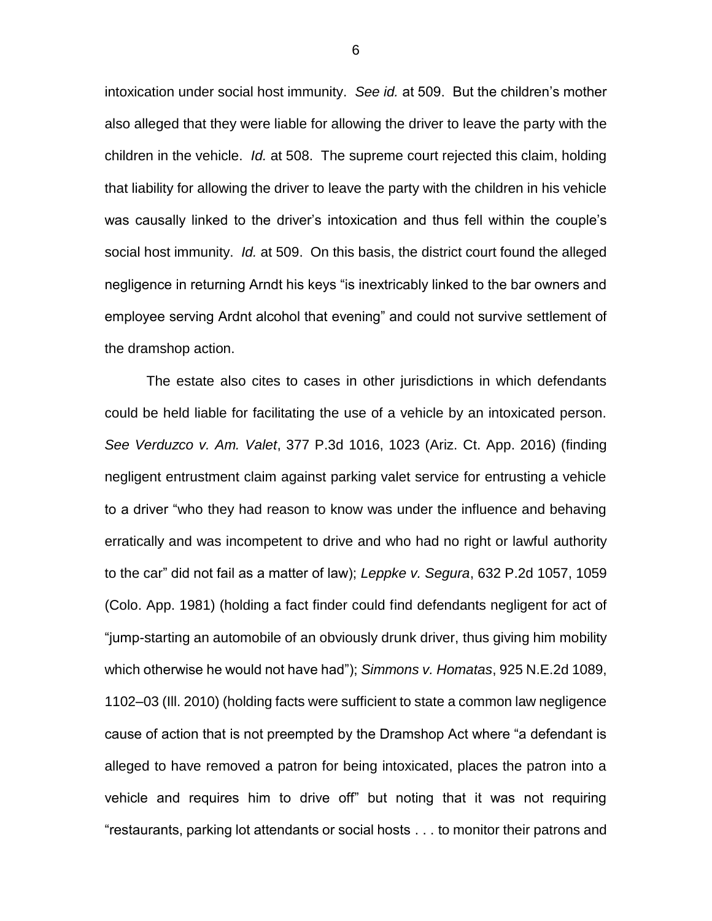intoxication under social host immunity. *See id.* at 509. But the children's mother also alleged that they were liable for allowing the driver to leave the party with the children in the vehicle. *Id.* at 508. The supreme court rejected this claim, holding that liability for allowing the driver to leave the party with the children in his vehicle was causally linked to the driver's intoxication and thus fell within the couple's social host immunity. *Id.* at 509. On this basis, the district court found the alleged negligence in returning Arndt his keys "is inextricably linked to the bar owners and employee serving Ardnt alcohol that evening" and could not survive settlement of the dramshop action.

The estate also cites to cases in other jurisdictions in which defendants could be held liable for facilitating the use of a vehicle by an intoxicated person. *See Verduzco v. Am. Valet*, 377 P.3d 1016, 1023 (Ariz. Ct. App. 2016) (finding negligent entrustment claim against parking valet service for entrusting a vehicle to a driver "who they had reason to know was under the influence and behaving erratically and was incompetent to drive and who had no right or lawful authority to the car" did not fail as a matter of law); *Leppke v. Segura*, 632 P.2d 1057, 1059 (Colo. App. 1981) (holding a fact finder could find defendants negligent for act of "jump-starting an automobile of an obviously drunk driver, thus giving him mobility which otherwise he would not have had"); *Simmons v. Homatas*, 925 N.E.2d 1089, 1102–03 (Ill. 2010) (holding facts were sufficient to state a common law negligence cause of action that is not preempted by the Dramshop Act where "a defendant is alleged to have removed a patron for being intoxicated, places the patron into a vehicle and requires him to drive off" but noting that it was not requiring "restaurants, parking lot attendants or social hosts . . . to monitor their patrons and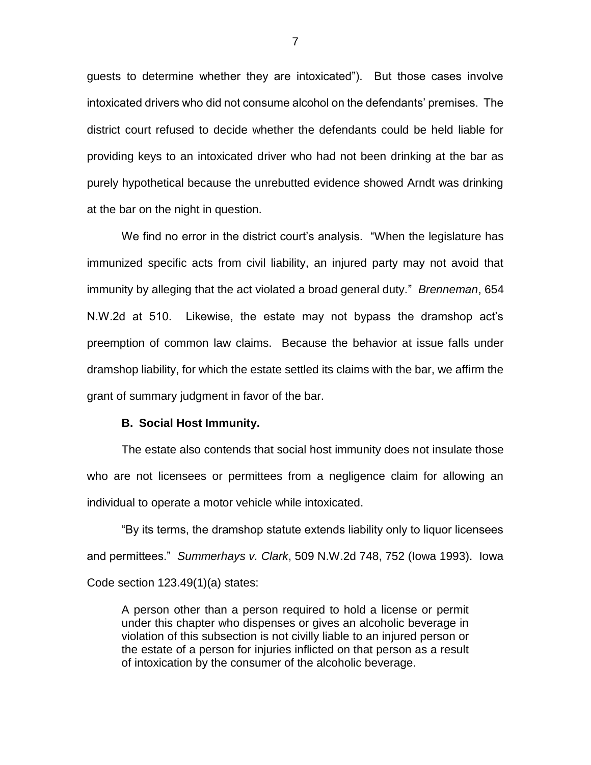guests to determine whether they are intoxicated"). But those cases involve intoxicated drivers who did not consume alcohol on the defendants' premises. The district court refused to decide whether the defendants could be held liable for providing keys to an intoxicated driver who had not been drinking at the bar as purely hypothetical because the unrebutted evidence showed Arndt was drinking at the bar on the night in question.

We find no error in the district court's analysis. "When the legislature has immunized specific acts from civil liability, an injured party may not avoid that immunity by alleging that the act violated a broad general duty." *Brenneman*, 654 N.W.2d at 510. Likewise, the estate may not bypass the dramshop act's preemption of common law claims. Because the behavior at issue falls under dramshop liability, for which the estate settled its claims with the bar, we affirm the grant of summary judgment in favor of the bar.

### B. Social Host Immunity.

The estate also contends that social host immunity does not insulate those who are not licensees or permittees from a negligence claim for allowing an individual to operate a motor vehicle while intoxicated.

"By its terms, the dramshop statute extends liability only to liquor licensees and permittees." *Summerhays v. Clark*, 509 N.W.2d 748, 752 (Iowa 1993). Iowa Code section 123.49(1)(a) states:

> A person other than a person required to hold a license or permit under this chapter who dispenses or gives an alcoholic beverage in violation of this subsection is not civilly liable to an injured person or the estate of a person for injuries inflicted on that person as a result of intoxication by the consumer of the alcoholic beverage.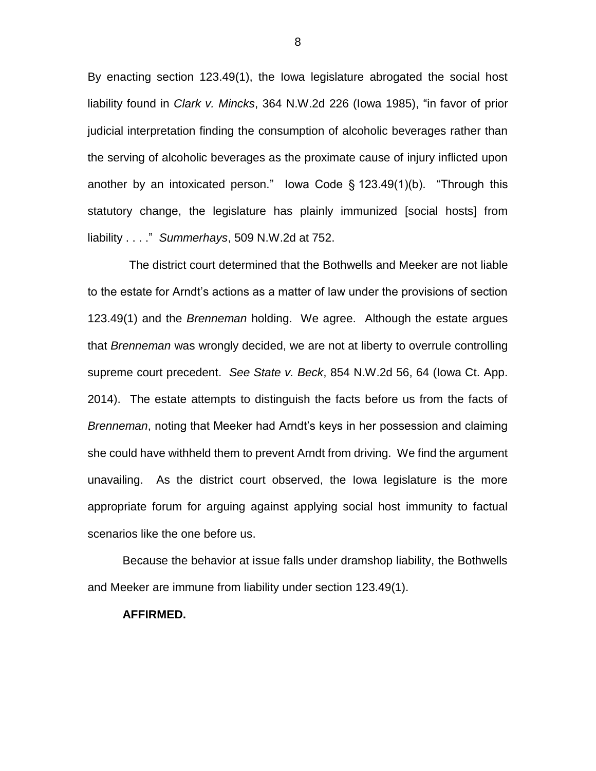By enacting section 123.49(1), the Iowa legislature abrogated the social host liability found in *Clark v. Mincks*, 364 N.W.2d 226 (Iowa 1985), "in favor of prior judicial interpretation finding the consumption of alcoholic beverages rather than the serving of alcoholic beverages as the proximate cause of injury inflicted upon another by an intoxicated person." Iowa Code § 123.49(1)(b). "Through this statutory change, the legislature has plainly immunized [social hosts] from liability . . . ." *Summerhays*, 509 N.W.2d at 752.

The district court determined that the Bothwells and Meeker are not liable to the estate for Arndt's actions as a matter of law under the provisions of section 123.49(1) and the *Brenneman* holding. We agree. Although the estate argues that *Brenneman* was wrongly decided, we are not at liberty to overrule controlling supreme court precedent. *See State v. Beck*, 854 N.W.2d 56, 64 (Iowa Ct. App. 2014). The estate attempts to distinguish the facts before us from the facts of *Brenneman*, noting that Meeker had Arndt's keys in her possession and claiming she could have withheld them to prevent Arndt from driving. We find the argument unavailing. As the district court observed, the Iowa legislature is the more appropriate forum for arguing against applying social host immunity to factual scenarios like the one before us.

Because the behavior at issue falls under dramshop liability, the Bothwells and Meeker are immune from liability under section 123.49(1).

**AFFIRMED.**